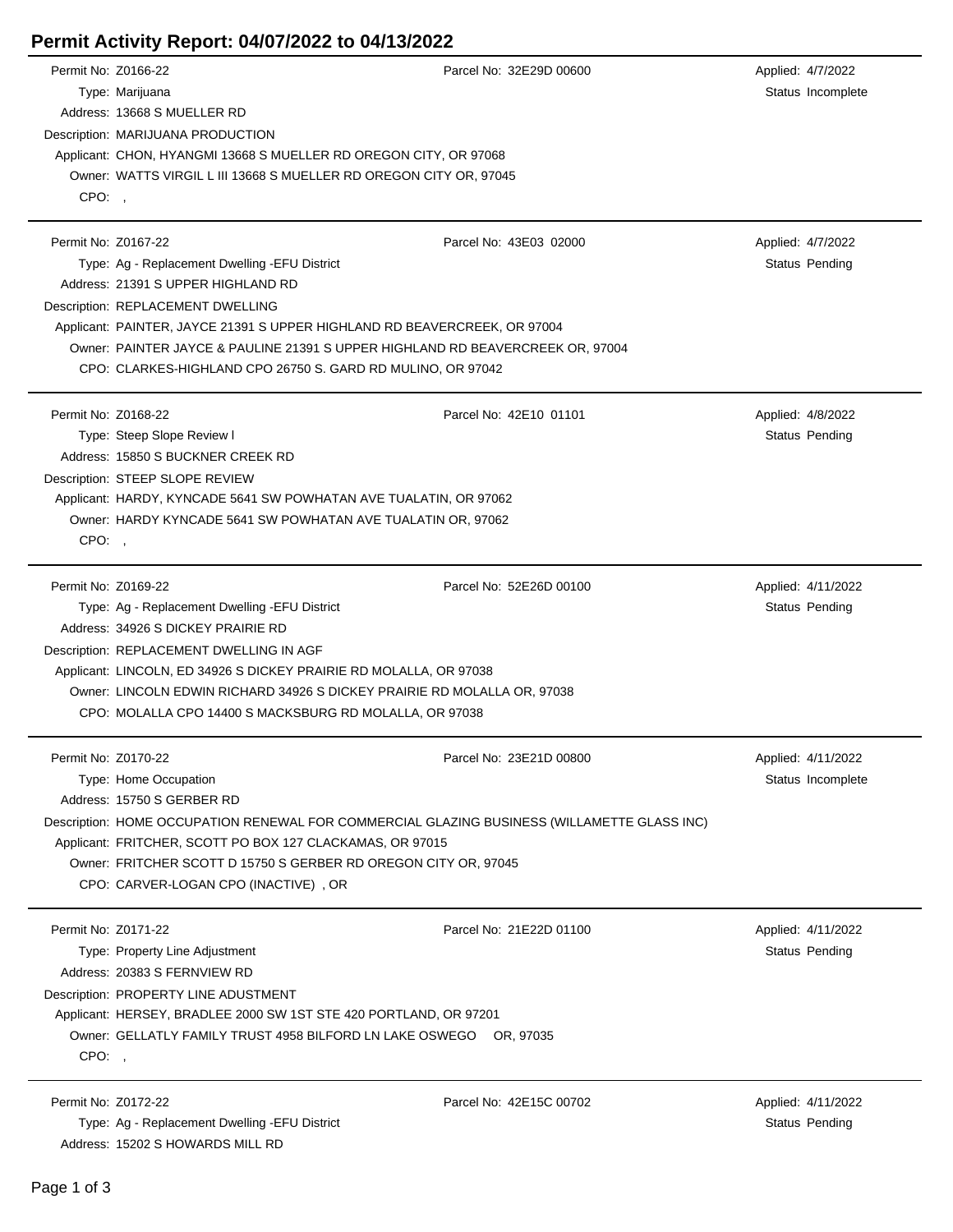# Permit Activity Report: 04/07/2022 to 04/13/2022

Permit No: Z0166-22  
Parcel No: 32E29D 00600  
Applied: 4/7/2022  
Type: Marijuana  
Status Incomplete  
Address: 13668 S MUELLER RD  
Description: MARIJUANA PRODUCTION  
Applicant: CHON, HYANGMI 13668 S MUELLER RD OREGON CITY, OR 97068  
Owner: WATTS VIRGIL L III 13668 S MUELLER RD OREGON CITY OR, 97045  
CPO: ,

---

Permit No: Z0167-22  
Parcel No: 43E03 02000  
Applied: 4/7/2022  
Type: Ag - Replacement Dwelling -EFU District  
Status Pending  
Address: 21391 S UPPER HIGHLAND RD  
Description: REPLACEMENT DWELLING  
Applicant: PAINTER, JAYCE 21391 S UPPER HIGHLAND RD BEAVERCREEK, OR 97004  
Owner: PAINTER JAYCE & PAULINE 21391 S UPPER HIGHLAND RD BEAVERCREEK OR, 97004  
CPO: CLARKES-HIGHLAND CPO 26750 S. GARD RD MULINO, OR 97042

---

Permit No: Z0168-22  
Parcel No: 42E10 01101  
Applied: 4/8/2022  
Type: Steep Slope Review I  
Status Pending  
Address: 15850 S BUCKNER CREEK RD  
Description: STEEP SLOPE REVIEW  
Applicant: HARDY, KYNCADE 5641 SW POWHATAN AVE TUALATIN, OR 97062  
Owner: HARDY KYNCADE 5641 SW POWHATAN AVE TUALATIN OR, 97062  
CPO: ,

---

Permit No: Z0169-22  
Parcel No: 52E26D 00100  
Applied: 4/11/2022  
Type: Ag - Replacement Dwelling -EFU District  
Status Pending  
Address: 34926 S DICKEY PRAIRIE RD  
Description: REPLACEMENT DWELLING IN AGF  
Applicant: LINCOLN, ED 34926 S DICKEY PRAIRIE RD MOLALLA, OR 97038  
Owner: LINCOLN EDWIN RICHARD 34926 S DICKEY PRAIRIE RD MOLALLA OR, 97038  
CPO: MOLALLA CPO 14400 S MACKSBURG RD MOLALLA, OR 97038

---

Permit No: Z0170-22  
Parcel No: 23E21D 00800  
Applied: 4/11/2022  
Type: Home Occupation  
Status Incomplete  
Address: 15750 S GERBER RD  
Description: HOME OCCUPATION RENEWAL FOR COMMERCIAL GLAZING BUSINESS (WILLAMETTE GLASS INC)  
Applicant: FRITCHER, SCOTT PO BOX 127 CLACKAMAS, OR 97015  
Owner: FRITCHER SCOTT D 15750 S GERBER RD OREGON CITY OR, 97045  
CPO: CARVER-LOGAN CPO (INACTIVE) , OR

---

Permit No: Z0171-22  
Parcel No: 21E22D 01100  
Applied: 4/11/2022  
Type: Property Line Adjustment  
Status Pending  
Address: 20383 S FERNVIEW RD  
Description: PROPERTY LINE ADUSTMENT  
Applicant: HERSEY, BRADLEE 2000 SW 1ST STE 420 PORTLAND, OR 97201  
Owner: GELLATLY FAMILY TRUST 4958 BILFORD LN LAKE OSWEGO OR, 97035  
CPO: ,

---

Permit No: Z0172-22  
Parcel No: 42E15C 00702  
Applied: 4/11/2022  
Type: Ag - Replacement Dwelling -EFU District  
Status Pending  
Address: 15202 S HOWARDS MILL RD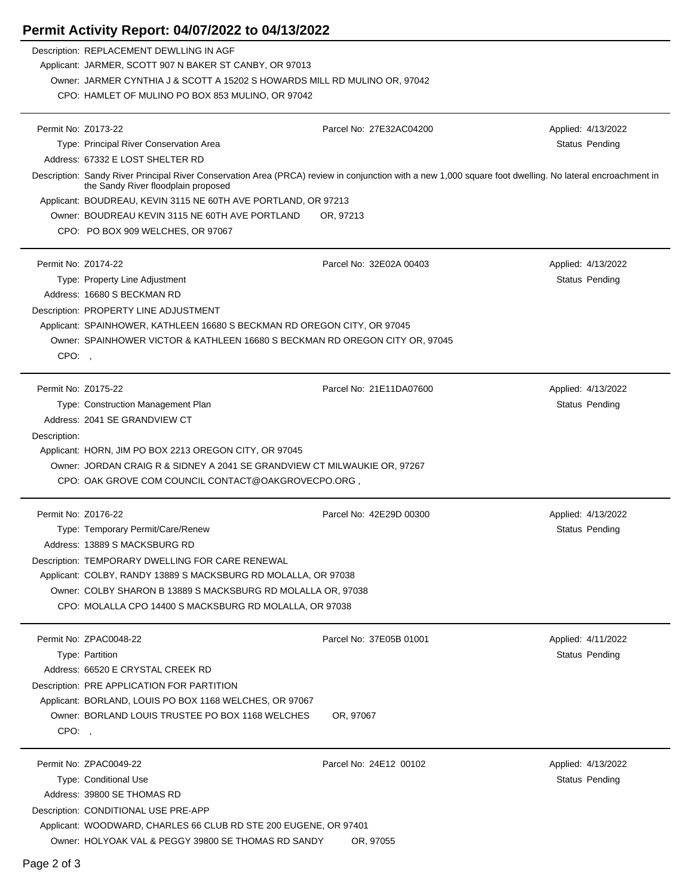# Permit Activity Report: 04/07/2022 to 04/13/2022

Description: REPLACEMENT DEWLLING IN AGF
Applicant: JARMER, SCOTT 907 N BAKER ST CANBY, OR 97013
Owner: JARMER CYNTHIA J & SCOTT A 15202 S HOWARDS MILL RD MULINO OR, 97042
CPO: HAMLET OF MULINO PO BOX 853 MULINO, OR 97042

---

Permit No: Z0173-22 | Parcel No: 27E32AC04200 | Applied: 4/13/2022
Type: Principal River Conservation Area | Status Pending
Address: 67332 E LOST SHELTER RD
Description: Sandy River Principal River Conservation Area (PRCA) review in conjunction with a new 1,000 square foot dwelling. No lateral encroachment in the Sandy River floodplain proposed
Applicant: BOUDREAU, KEVIN 3115 NE 60TH AVE PORTLAND, OR 97213
Owner: BOUDREAU KEVIN 3115 NE 60TH AVE PORTLAND OR, 97213
CPO: PO BOX 909 WELCHES, OR 97067

---

Permit No: Z0174-22 | Parcel No: 32E02A 00403 | Applied: 4/13/2022
Type: Property Line Adjustment | Status Pending
Address: 16680 S BECKMAN RD
Description: PROPERTY LINE ADJUSTMENT
Applicant: SPAINHOWER, KATHLEEN 16680 S BECKMAN RD OREGON CITY, OR 97045
Owner: SPAINHOWER VICTOR & KATHLEEN 16680 S BECKMAN RD OREGON CITY OR, 97045
CPO: ,

---

Permit No: Z0175-22 | Parcel No: 21E11DA07600 | Applied: 4/13/2022
Type: Construction Management Plan | Status Pending
Address: 2041 SE GRANDVIEW CT
Description:
Applicant: HORN, JIM PO BOX 2213 OREGON CITY, OR 97045
Owner: JORDAN CRAIG R & SIDNEY A 2041 SE GRANDVIEW CT MILWAUKIE OR, 97267
CPO: OAK GROVE COM COUNCIL CONTACT@OAKGROVECPO.ORG ,

---

Permit No: Z0176-22 | Parcel No: 42E29D 00300 | Applied: 4/13/2022
Type: Temporary Permit/Care/Renew | Status Pending
Address: 13889 S MACKSBURG RD
Description: TEMPORARY DWELLING FOR CARE RENEWAL
Applicant: COLBY, RANDY 13889 S MACKSBURG RD MOLALLA, OR 97038
Owner: COLBY SHARON B 13889 S MACKSBURG RD MOLALLA OR, 97038
CPO: MOLALLA CPO 14400 S MACKSBURG RD MOLALLA, OR 97038

---

Permit No: ZPAC0048-22 | Parcel No: 37E05B 01001 | Applied: 4/11/2022
Type: Partition | Status Pending
Address: 66520 E CRYSTAL CREEK RD
Description: PRE APPLICATION FOR PARTITION
Applicant: BORLAND, LOUIS PO BOX 1168 WELCHES, OR 97067
Owner: BORLAND LOUIS TRUSTEE PO BOX 1168 WELCHES OR, 97067
CPO: ,

---

Permit No: ZPAC0049-22 | Parcel No: 24E12 00102 | Applied: 4/13/2022
Type: Conditional Use | Status Pending
Address: 39800 SE THOMAS RD
Description: CONDITIONAL USE PRE-APP
Applicant: WOODWARD, CHARLES 66 CLUB RD STE 200 EUGENE, OR 97401
Owner: HOLYOAK VAL & PEGGY 39800 SE THOMAS RD SANDY OR, 97055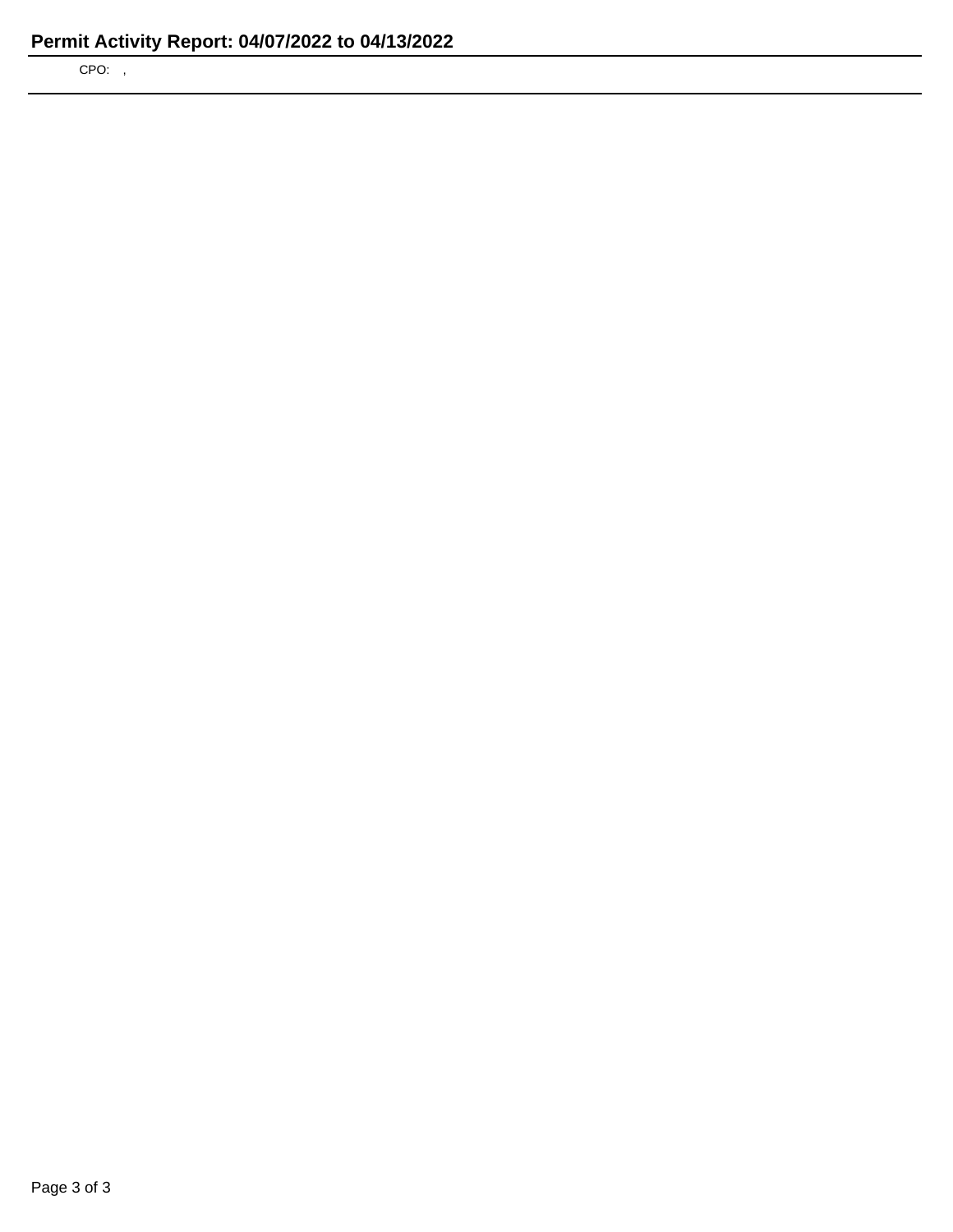# Permit Activity Report: 04/07/2022 to 04/13/2022

CPO: ,